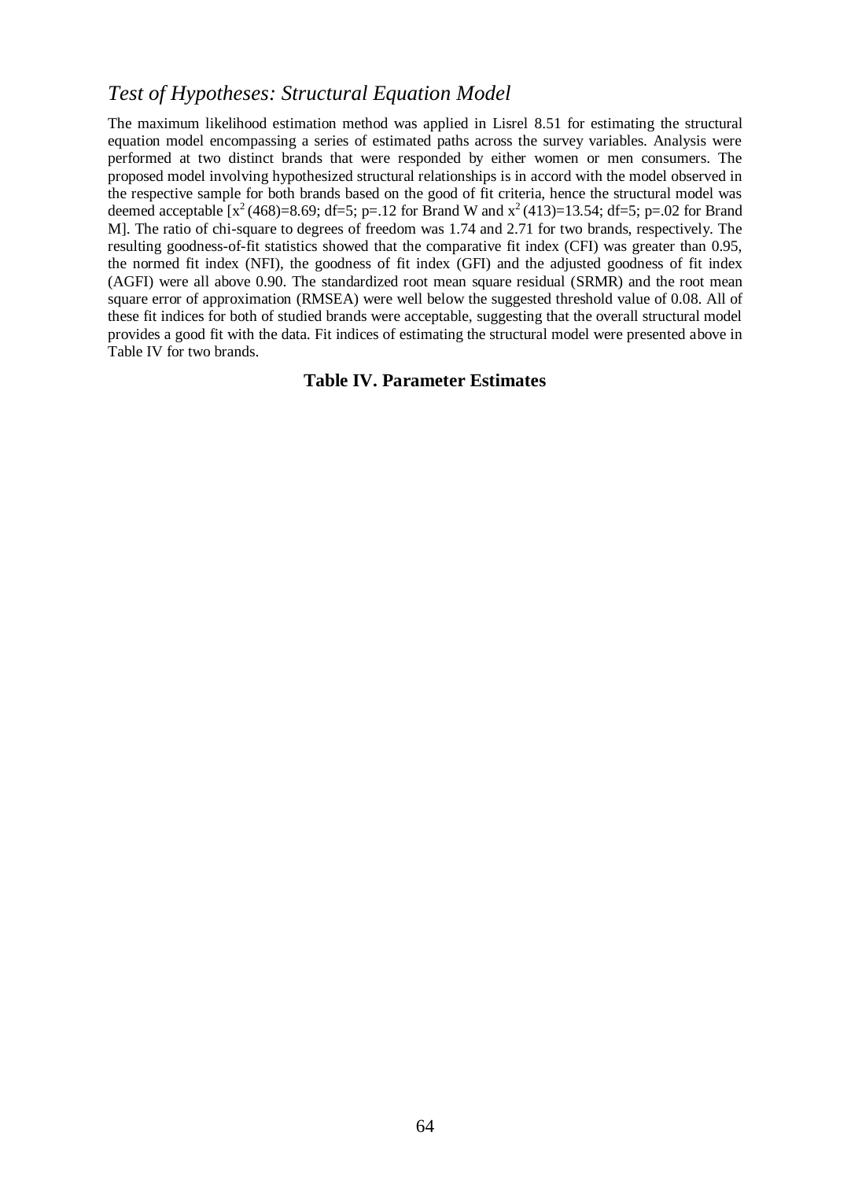## *Test of Hypotheses: Structural Equation Model*

The maximum likelihood estimation method was applied in Lisrel 8.51 for estimating the structural equation model encompassing a series of estimated paths across the survey variables. Analysis were performed at two distinct brands that were responded by either women or men consumers. The proposed model involving hypothesized structural relationships is in accord with the model observed in the respective sample for both brands based on the good of fit criteria, hence the structural model was deemed acceptable [$x^2$ (468)=8.69; df=5; p=.12 for Brand W and $x^2$ (413)=13.54; df=5; p=.02 for Brand M]. The ratio of chi-square to degrees of freedom was 1.74 and 2.71 for two brands, respectively. The resulting goodness-of-fit statistics showed that the comparative fit index (CFI) was greater than 0.95, the normed fit index (NFI), the goodness of fit index (GFI) and the adjusted goodness of fit index (AGFI) were all above 0.90. The standardized root mean square residual (SRMR) and the root mean square error of approximation (RMSEA) were well below the suggested threshold value of 0.08. All of these fit indices for both of studied brands were acceptable, suggesting that the overall structural model provides a good fit with the data. Fit indices of estimating the structural model were presented above in Table IV for two brands.

**Table IV. Parameter Estimates**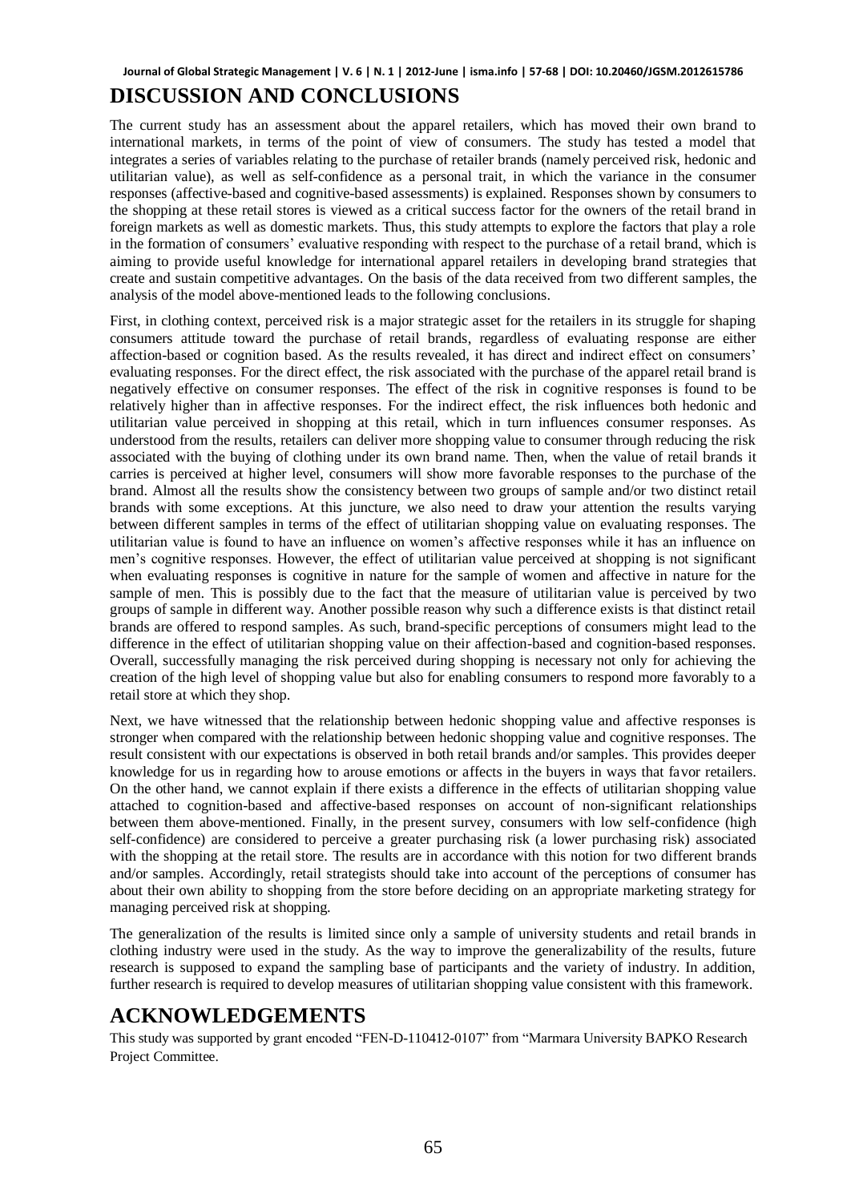# DISCUSSION AND CONCLUSIONS

The current study has an assessment about the apparel retailers, which has moved their own brand to international markets, in terms of the point of view of consumers. The study has tested a model that integrates a series of variables relating to the purchase of retailer brands (namely perceived risk, hedonic and utilitarian value), as well as self-confidence as a personal trait, in which the variance in the consumer responses (affective-based and cognitive-based assessments) is explained. Responses shown by consumers to the shopping at these retail stores is viewed as a critical success factor for the owners of the retail brand in foreign markets as well as domestic markets. Thus, this study attempts to explore the factors that play a role in the formation of consumers' evaluative responding with respect to the purchase of a retail brand, which is aiming to provide useful knowledge for international apparel retailers in developing brand strategies that create and sustain competitive advantages. On the basis of the data received from two different samples, the analysis of the model above-mentioned leads to the following conclusions.

First, in clothing context, perceived risk is a major strategic asset for the retailers in its struggle for shaping consumers attitude toward the purchase of retail brands, regardless of evaluating response are either affection-based or cognition based. As the results revealed, it has direct and indirect effect on consumers' evaluating responses. For the direct effect, the risk associated with the purchase of the apparel retail brand is negatively effective on consumer responses. The effect of the risk in cognitive responses is found to be relatively higher than in affective responses. For the indirect effect, the risk influences both hedonic and utilitarian value perceived in shopping at this retail, which in turn influences consumer responses. As understood from the results, retailers can deliver more shopping value to consumer through reducing the risk associated with the buying of clothing under its own brand name. Then, when the value of retail brands it carries is perceived at higher level, consumers will show more favorable responses to the purchase of the brand. Almost all the results show the consistency between two groups of sample and/or two distinct retail brands with some exceptions. At this juncture, we also need to draw your attention the results varying between different samples in terms of the effect of utilitarian shopping value on evaluating responses. The utilitarian value is found to have an influence on women's affective responses while it has an influence on men's cognitive responses. However, the effect of utilitarian value perceived at shopping is not significant when evaluating responses is cognitive in nature for the sample of women and affective in nature for the sample of men. This is possibly due to the fact that the measure of utilitarian value is perceived by two groups of sample in different way. Another possible reason why such a difference exists is that distinct retail brands are offered to respond samples. As such, brand-specific perceptions of consumers might lead to the difference in the effect of utilitarian shopping value on their affection-based and cognition-based responses. Overall, successfully managing the risk perceived during shopping is necessary not only for achieving the creation of the high level of shopping value but also for enabling consumers to respond more favorably to a retail store at which they shop.

Next, we have witnessed that the relationship between hedonic shopping value and affective responses is stronger when compared with the relationship between hedonic shopping value and cognitive responses. The result consistent with our expectations is observed in both retail brands and/or samples. This provides deeper knowledge for us in regarding how to arouse emotions or affects in the buyers in ways that favor retailers. On the other hand, we cannot explain if there exists a difference in the effects of utilitarian shopping value attached to cognition-based and affective-based responses on account of non-significant relationships between them above-mentioned. Finally, in the present survey, consumers with low self-confidence (high self-confidence) are considered to perceive a greater purchasing risk (a lower purchasing risk) associated with the shopping at the retail store. The results are in accordance with this notion for two different brands and/or samples. Accordingly, retail strategists should take into account of the perceptions of consumer has about their own ability to shopping from the store before deciding on an appropriate marketing strategy for managing perceived risk at shopping.

The generalization of the results is limited since only a sample of university students and retail brands in clothing industry were used in the study. As the way to improve the generalizability of the results, future research is supposed to expand the sampling base of participants and the variety of industry. In addition, further research is required to develop measures of utilitarian shopping value consistent with this framework.

# ACKNOWLEDGEMENTS

This study was supported by grant encoded "FEN-D-110412-0107" from "Marmara University BAPKO Research Project Committee.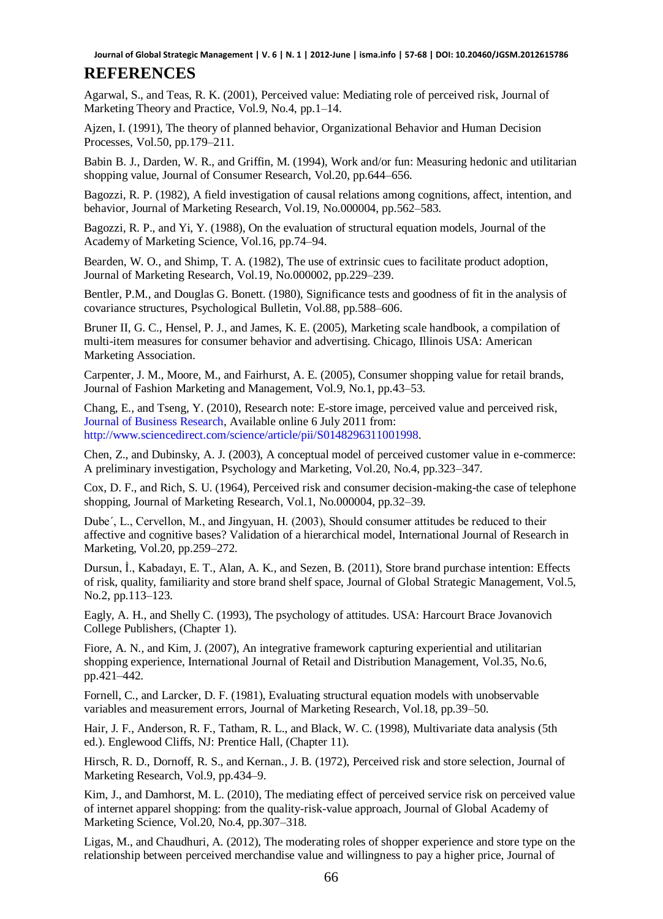## REFERENCES

Agarwal, S., and Teas, R. K. (2001), Perceived value: Mediating role of perceived risk, Journal of Marketing Theory and Practice, Vol.9, No.4, pp.1–14.

Ajzen, I. (1991), The theory of planned behavior, Organizational Behavior and Human Decision Processes, Vol.50, pp.179–211.

Babin B. J., Darden, W. R., and Griffin, M. (1994), Work and/or fun: Measuring hedonic and utilitarian shopping value, Journal of Consumer Research, Vol.20, pp.644–656.

Bagozzi, R. P. (1982), A field investigation of causal relations among cognitions, affect, intention, and behavior, Journal of Marketing Research, Vol.19, No.000004, pp.562–583.

Bagozzi, R. P., and Yi, Y. (1988), On the evaluation of structural equation models, Journal of the Academy of Marketing Science, Vol.16, pp.74–94.

Bearden, W. O., and Shimp, T. A. (1982), The use of extrinsic cues to facilitate product adoption, Journal of Marketing Research, Vol.19, No.000002, pp.229–239.

Bentler, P.M., and Douglas G. Bonett. (1980), Significance tests and goodness of fit in the analysis of covariance structures, Psychological Bulletin, Vol.88, pp.588–606.

Bruner II, G. C., Hensel, P. J., and James, K. E. (2005), Marketing scale handbook, a compilation of multi-item measures for consumer behavior and advertising. Chicago, Illinois USA: American Marketing Association.

Carpenter, J. M., Moore, M., and Fairhurst, A. E. (2005), Consumer shopping value for retail brands, Journal of Fashion Marketing and Management, Vol.9, No.1, pp.43–53.

Chang, E., and Tseng, Y. (2010), Research note: E-store image, perceived value and perceived risk, Journal of Business Research, Available online 6 July 2011 from: http://www.sciencedirect.com/science/article/pii/S0148296311001998.

Chen, Z., and Dubinsky, A. J. (2003), A conceptual model of perceived customer value in e-commerce: A preliminary investigation, Psychology and Marketing, Vol.20, No.4, pp.323–347.

Cox, D. F., and Rich, S. U. (1964), Perceived risk and consumer decision-making-the case of telephone shopping, Journal of Marketing Research, Vol.1, No.000004, pp.32–39.

Dube´, L., Cervellon, M., and Jingyuan, H. (2003), Should consumer attitudes be reduced to their affective and cognitive bases? Validation of a hierarchical model, International Journal of Research in Marketing, Vol.20, pp.259–272.

Dursun, İ., Kabadayı, E. T., Alan, A. K., and Sezen, B. (2011), Store brand purchase intention: Effects of risk, quality, familiarity and store brand shelf space, Journal of Global Strategic Management, Vol.5, No.2, pp.113–123.

Eagly, A. H., and Shelly C. (1993), The psychology of attitudes. USA: Harcourt Brace Jovanovich College Publishers, (Chapter 1).

Fiore, A. N., and Kim, J. (2007), An integrative framework capturing experiential and utilitarian shopping experience, International Journal of Retail and Distribution Management, Vol.35, No.6, pp.421–442.

Fornell, C., and Larcker, D. F. (1981), Evaluating structural equation models with unobservable variables and measurement errors, Journal of Marketing Research, Vol.18, pp.39–50.

Hair, J. F., Anderson, R. F., Tatham, R. L., and Black, W. C. (1998), Multivariate data analysis (5th ed.). Englewood Cliffs, NJ: Prentice Hall, (Chapter 11).

Hirsch, R. D., Dornoff, R. S., and Kernan., J. B. (1972), Perceived risk and store selection, Journal of Marketing Research, Vol.9, pp.434–9.

Kim, J., and Damhorst, M. L. (2010), The mediating effect of perceived service risk on perceived value of internet apparel shopping: from the quality-risk-value approach, Journal of Global Academy of Marketing Science, Vol.20, No.4, pp.307–318.

Ligas, M., and Chaudhuri, A. (2012), The moderating roles of shopper experience and store type on the relationship between perceived merchandise value and willingness to pay a higher price, Journal of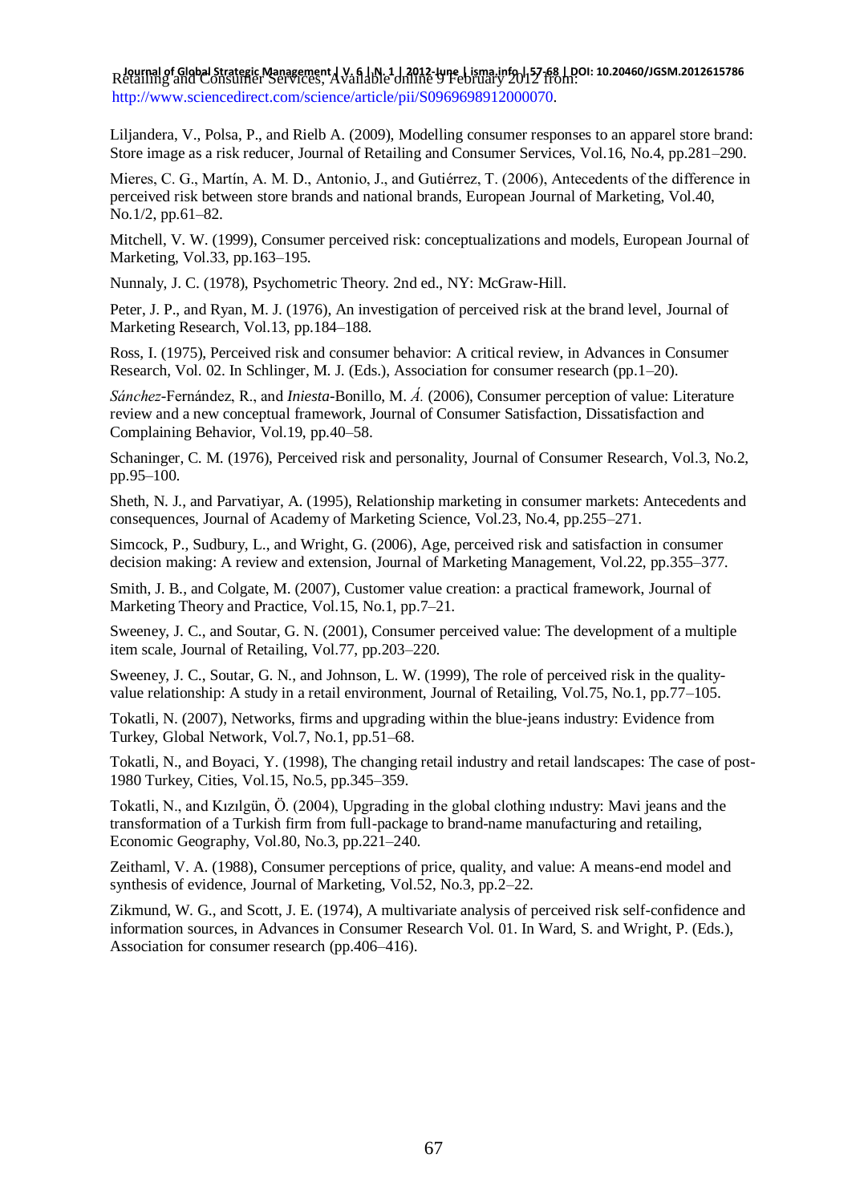Retailing and Consumer Services, Available online 9 February 2012 from: http://www.sciencedirect.com/science/article/pii/S0969698912000070.

Liljandera, V., Polsa, P., and Rielb A. (2009), Modelling consumer responses to an apparel store brand: Store image as a risk reducer, Journal of Retailing and Consumer Services, Vol.16, No.4, pp.281–290.

Mieres, C. G., Martín, A. M. D., Antonio, J., and Gutiérrez, T. (2006), Antecedents of the difference in perceived risk between store brands and national brands, European Journal of Marketing, Vol.40, No.1/2, pp.61–82.

Mitchell, V. W. (1999), Consumer perceived risk: conceptualizations and models, European Journal of Marketing, Vol.33, pp.163–195.

Nunnaly, J. C. (1978), Psychometric Theory. 2nd ed., NY: McGraw-Hill.

Peter, J. P., and Ryan, M. J. (1976), An investigation of perceived risk at the brand level, Journal of Marketing Research, Vol.13, pp.184–188.

Ross, I. (1975), Perceived risk and consumer behavior: A critical review, in Advances in Consumer Research, Vol. 02. In Schlinger, M. J. (Eds.), Association for consumer research (pp.1–20).

*Sánchez*-Fernández, R., and *Iniesta*-Bonillo, M. *Á.* (2006), Consumer perception of value: Literature review and a new conceptual framework, Journal of Consumer Satisfaction, Dissatisfaction and Complaining Behavior, Vol.19, pp.40–58.

Schaninger, C. M. (1976), Perceived risk and personality, Journal of Consumer Research, Vol.3, No.2, pp.95–100.

Sheth, N. J., and Parvatiyar, A. (1995), Relationship marketing in consumer markets: Antecedents and consequences, Journal of Academy of Marketing Science, Vol.23, No.4, pp.255–271.

Simcock, P., Sudbury, L., and Wright, G. (2006), Age, perceived risk and satisfaction in consumer decision making: A review and extension, Journal of Marketing Management, Vol.22, pp.355–377.

Smith, J. B., and Colgate, M. (2007), Customer value creation: a practical framework, Journal of Marketing Theory and Practice, Vol.15, No.1, pp.7–21.

Sweeney, J. C., and Soutar, G. N. (2001), Consumer perceived value: The development of a multiple item scale, Journal of Retailing, Vol.77, pp.203–220.

Sweeney, J. C., Soutar, G. N., and Johnson, L. W. (1999), The role of perceived risk in the quality-value relationship: A study in a retail environment, Journal of Retailing, Vol.75, No.1, pp.77–105.

Tokatli, N. (2007), Networks, firms and upgrading within the blue-jeans industry: Evidence from Turkey, Global Network, Vol.7, No.1, pp.51–68.

Tokatli, N., and Boyaci, Y. (1998), The changing retail industry and retail landscapes: The case of post-1980 Turkey, Cities, Vol.15, No.5, pp.345–359.

Tokatli, N., and Kızılgün, Ö. (2004), Upgrading in the global clothing ındustry: Mavi jeans and the transformation of a Turkish firm from full-package to brand-name manufacturing and retailing, Economic Geography, Vol.80, No.3, pp.221–240.

Zeithaml, V. A. (1988), Consumer perceptions of price, quality, and value: A means-end model and synthesis of evidence, Journal of Marketing, Vol.52, No.3, pp.2–22.

Zikmund, W. G., and Scott, J. E. (1974), A multivariate analysis of perceived risk self-confidence and information sources, in Advances in Consumer Research Vol. 01. In Ward, S. and Wright, P. (Eds.), Association for consumer research (pp.406–416).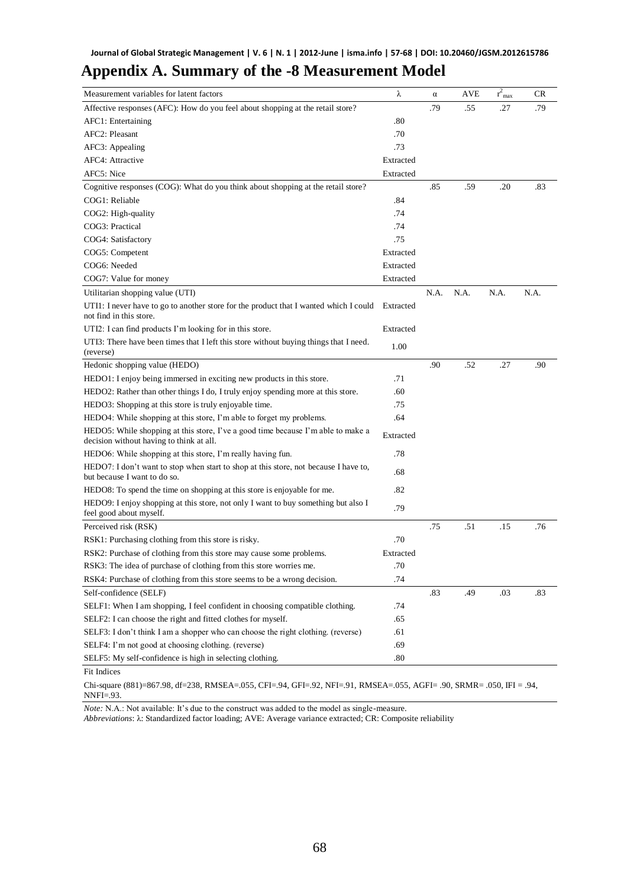## Appendix A. Summary of the -8 Measurement Model

| Measurement variables for latent factors | λ | α | AVE | $r^2_{max}$ | CR |
|---|---|---|---|---|---|
| Affective responses (AFC): How do you feel about shopping at the retail store? | | .79 | .55 | .27 | .79 |
| AFC1: Entertaining | .80 | | | | |
| AFC2: Pleasant | .70 | | | | |
| AFC3: Appealing | .73 | | | | |
| AFC4: Attractive | Extracted | | | | |
| AFC5: Nice | Extracted | | | | |
| Cognitive responses (COG): What do you think about shopping at the retail store? | | .85 | .59 | .20 | .83 |
| COG1: Reliable | .84 | | | | |
| COG2: High-quality | .74 | | | | |
| COG3: Practical | .74 | | | | |
| COG4: Satisfactory | .75 | | | | |
| COG5: Competent | Extracted | | | | |
| COG6: Needed | Extracted | | | | |
| COG7: Value for money | Extracted | | | | |
| Utilitarian shopping value (UTI) | | N.A. | N.A. | N.A. | N.A. |
| UTI1: I never have to go to another store for the product that I wanted which I could not find in this store. | Extracted | | | | |
| UTI2: I can find products I'm looking for in this store. | Extracted | | | | |
| UTI3: There have been times that I left this store without buying things that I need. (reverse) | 1.00 | | | | |
| Hedonic shopping value (HEDO) | | .90 | .52 | .27 | .90 |
| HEDO1: I enjoy being immersed in exciting new products in this store. | .71 | | | | |
| HEDO2: Rather than other things I do, I truly enjoy spending more at this store. | .60 | | | | |
| HEDO3: Shopping at this store is truly enjoyable time. | .75 | | | | |
| HEDO4: While shopping at this store, I'm able to forget my problems. | .64 | | | | |
| HEDO5: While shopping at this store, I've a good time because I'm able to make a decision without having to think at all. | Extracted | | | | |
| HEDO6: While shopping at this store, I'm really having fun. | .78 | | | | |
| HEDO7: I don't want to stop when start to shop at this store, not because I have to, but because I want to do so. | .68 | | | | |
| HEDO8: To spend the time on shopping at this store is enjoyable for me. | .82 | | | | |
| HEDO9: I enjoy shopping at this store, not only I want to buy something but also I feel good about myself. | .79 | | | | |
| Perceived risk (RSK) | | .75 | .51 | .15 | .76 |
| RSK1: Purchasing clothing from this store is risky. | .70 | | | | |
| RSK2: Purchase of clothing from this store may cause some problems. | Extracted | | | | |
| RSK3: The idea of purchase of clothing from this store worries me. | .70 | | | | |
| RSK4: Purchase of clothing from this store seems to be a wrong decision. | .74 | | | | |
| Self-confidence (SELF) | | .83 | .49 | .03 | .83 |
| SELF1: When I am shopping, I feel confident in choosing compatible clothing. | .74 | | | | |
| SELF2: I can choose the right and fitted clothes for myself. | .65 | | | | |
| SELF3: I don't think I am a shopper who can choose the right clothing. (reverse) | .61 | | | | |
| SELF4: I'm not good at choosing clothing. (reverse) | .69 | | | | |
| SELF5: My self-confidence is high in selecting clothing. | .80 | | | | |

Fit Indices

Chi-square (881)=867.98, df=238, RMSEA=.055, CFI=.94, GFI=.92, NFI=.91, RMSEA=.055, AGFI= .90, SRMR= .050, IFI = .94, NNFI=.93.

*Note:* N.A.: Not available: It's due to the construct was added to the model as single-measure.

*Abbreviations*: λ: Standardized factor loading; AVE: Average variance extracted; CR: Composite reliability